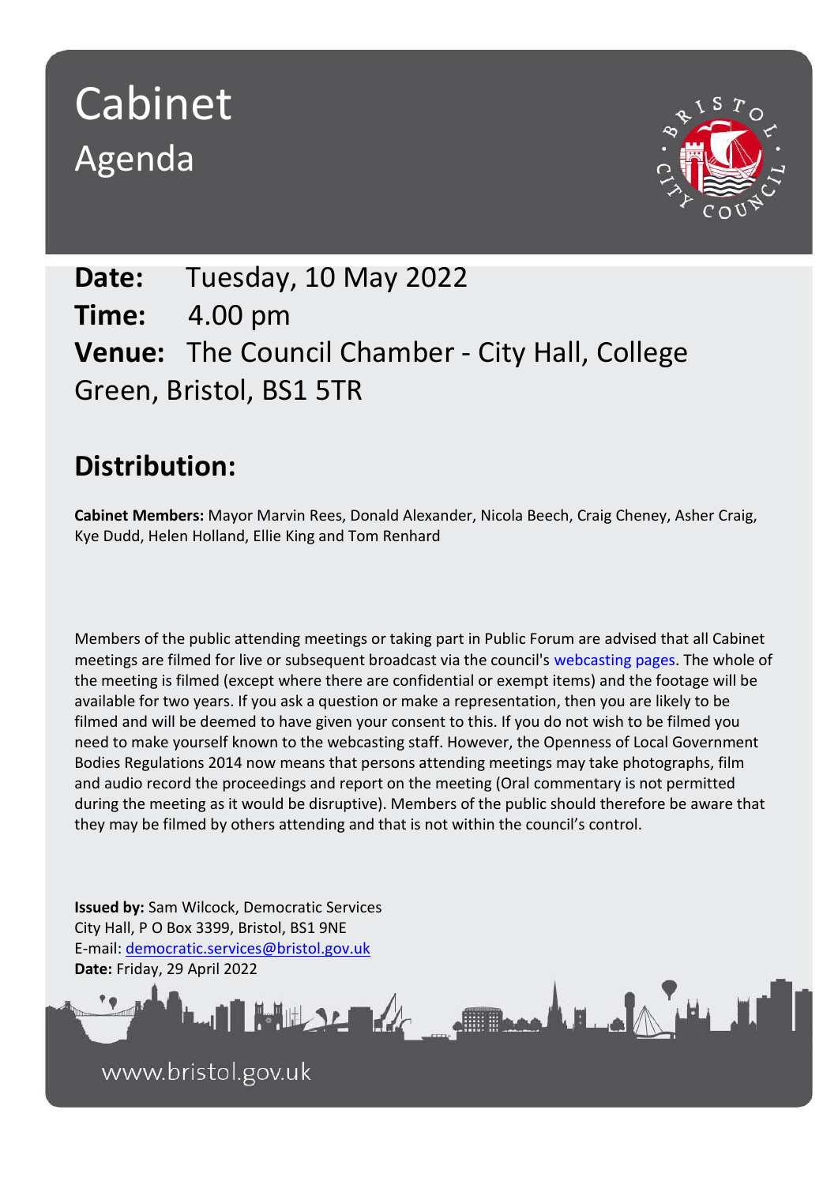# Cabinet
## Agenda

**Date:** Tuesday, 10 May 2022
**Time:** 4.00 pm
**Venue:** The Council Chamber - City Hall, College Green, Bristol, BS1 5TR

## Distribution:

**Cabinet Members:** Mayor Marvin Rees, Donald Alexander, Nicola Beech, Craig Cheney, Asher Craig, Kye Dudd, Helen Holland, Ellie King and Tom Renhard

Members of the public attending meetings or taking part in Public Forum are advised that all Cabinet meetings are filmed for live or subsequent broadcast via the council's webcasting pages. The whole of the meeting is filmed (except where there are confidential or exempt items) and the footage will be available for two years. If you ask a question or make a representation, then you are likely to be filmed and will be deemed to have given your consent to this. If you do not wish to be filmed you need to make yourself known to the webcasting staff. However, the Openness of Local Government Bodies Regulations 2014 now means that persons attending meetings may take photographs, film and audio record the proceedings and report on the meeting (Oral commentary is not permitted during the meeting as it would be disruptive). Members of the public should therefore be aware that they may be filmed by others attending and that is not within the council's control.

**Issued by:** Sam Wilcock, Democratic Services
City Hall, P O Box 3399, Bristol, BS1 9NE
E-mail: democratic.services@bristol.gov.uk
**Date:** Friday, 29 April 2022

www.bristol.gov.uk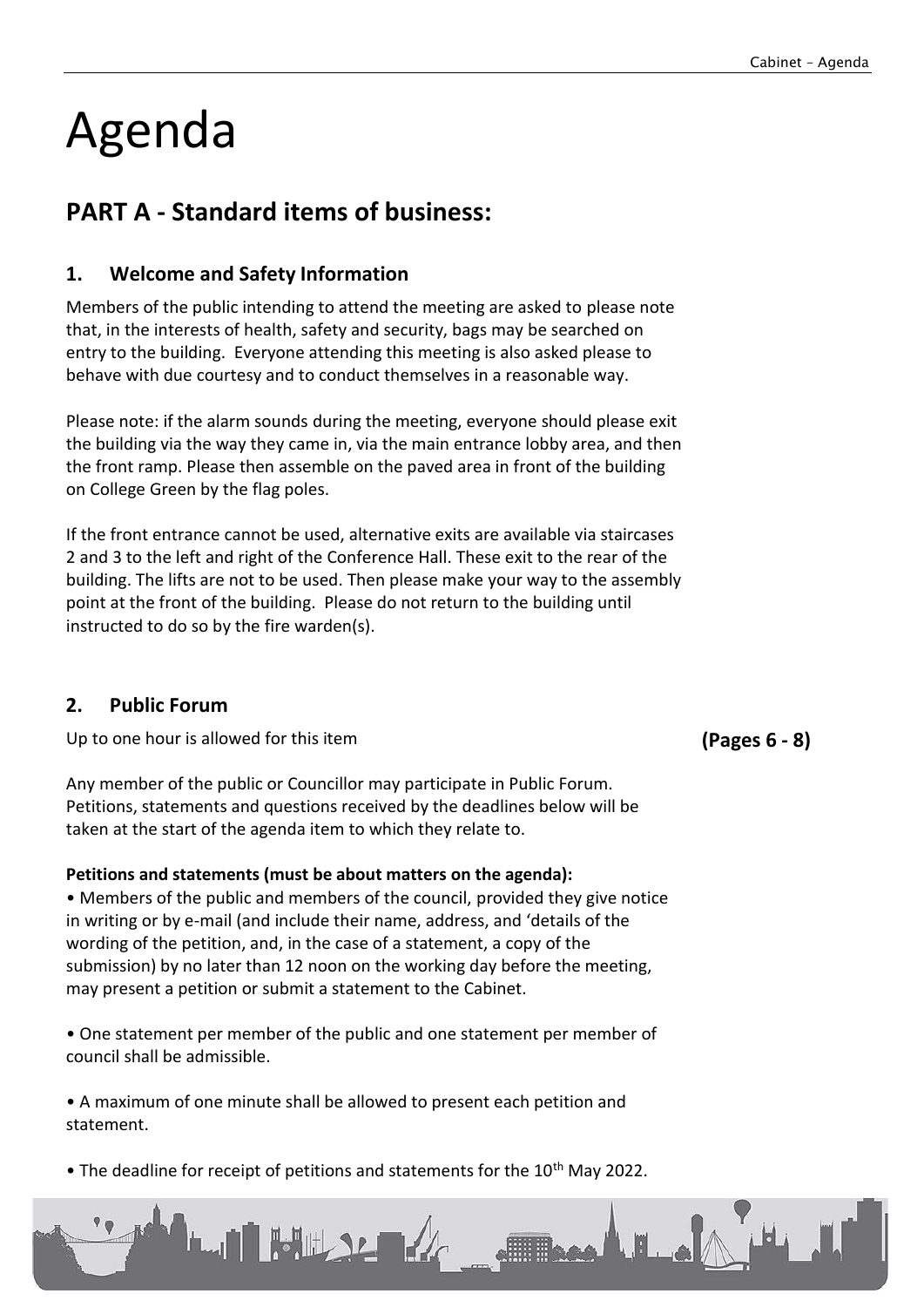# Agenda

## PART A - Standard items of business:

### 1. Welcome and Safety Information

Members of the public intending to attend the meeting are asked to please note that, in the interests of health, safety and security, bags may be searched on entry to the building. Everyone attending this meeting is also asked please to behave with due courtesy and to conduct themselves in a reasonable way.

Please note: if the alarm sounds during the meeting, everyone should please exit the building via the way they came in, via the main entrance lobby area, and then the front ramp. Please then assemble on the paved area in front of the building on College Green by the flag poles.

If the front entrance cannot be used, alternative exits are available via staircases 2 and 3 to the left and right of the Conference Hall. These exit to the rear of the building. The lifts are not to be used. Then please make your way to the assembly point at the front of the building. Please do not return to the building until instructed to do so by the fire warden(s).

### 2. Public Forum

Up to one hour is allowed for this item **(Pages 6 - 8)**

Any member of the public or Councillor may participate in Public Forum. Petitions, statements and questions received by the deadlines below will be taken at the start of the agenda item to which they relate to.

**Petitions and statements (must be about matters on the agenda):**

• Members of the public and members of the council, provided they give notice in writing or by e-mail (and include their name, address, and 'details of the wording of the petition, and, in the case of a statement, a copy of the submission) by no later than 12 noon on the working day before the meeting, may present a petition or submit a statement to the Cabinet.

• One statement per member of the public and one statement per member of council shall be admissible.

• A maximum of one minute shall be allowed to present each petition and statement.

• The deadline for receipt of petitions and statements for the 10th May 2022.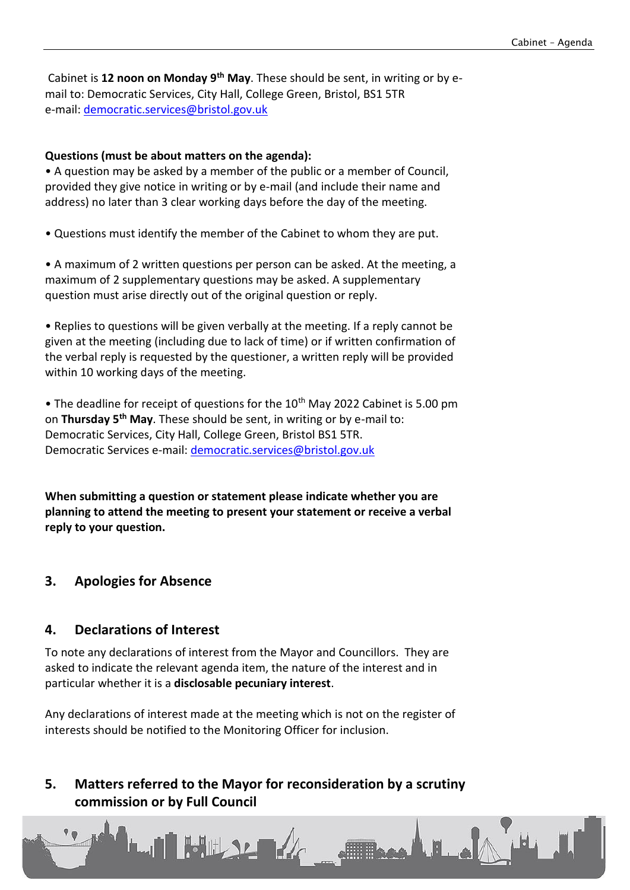Cabinet is **12 noon on Monday 9th May**. These should be sent, in writing or by e-mail to: Democratic Services, City Hall, College Green, Bristol, BS1 5TR
e-mail: democratic.services@bristol.gov.uk

**Questions (must be about matters on the agenda):**

- A question may be asked by a member of the public or a member of Council, provided they give notice in writing or by e-mail (and include their name and address) no later than 3 clear working days before the day of the meeting.

- Questions must identify the member of the Cabinet to whom they are put.

- A maximum of 2 written questions per person can be asked. At the meeting, a maximum of 2 supplementary questions may be asked. A supplementary question must arise directly out of the original question or reply.

- Replies to questions will be given verbally at the meeting. If a reply cannot be given at the meeting (including due to lack of time) or if written confirmation of the verbal reply is requested by the questioner, a written reply will be provided within 10 working days of the meeting.

- The deadline for receipt of questions for the 10th May 2022 Cabinet is 5.00 pm on **Thursday 5th May**. These should be sent, in writing or by e-mail to: Democratic Services, City Hall, College Green, Bristol BS1 5TR.
Democratic Services e-mail: democratic.services@bristol.gov.uk

**When submitting a question or statement please indicate whether you are planning to attend the meeting to present your statement or receive a verbal reply to your question.**

## 3. Apologies for Absence

## 4. Declarations of Interest

To note any declarations of interest from the Mayor and Councillors. They are asked to indicate the relevant agenda item, the nature of the interest and in particular whether it is a **disclosable pecuniary interest**.

Any declarations of interest made at the meeting which is not on the register of interests should be notified to the Monitoring Officer for inclusion.

## 5. Matters referred to the Mayor for reconsideration by a scrutiny commission or by Full Council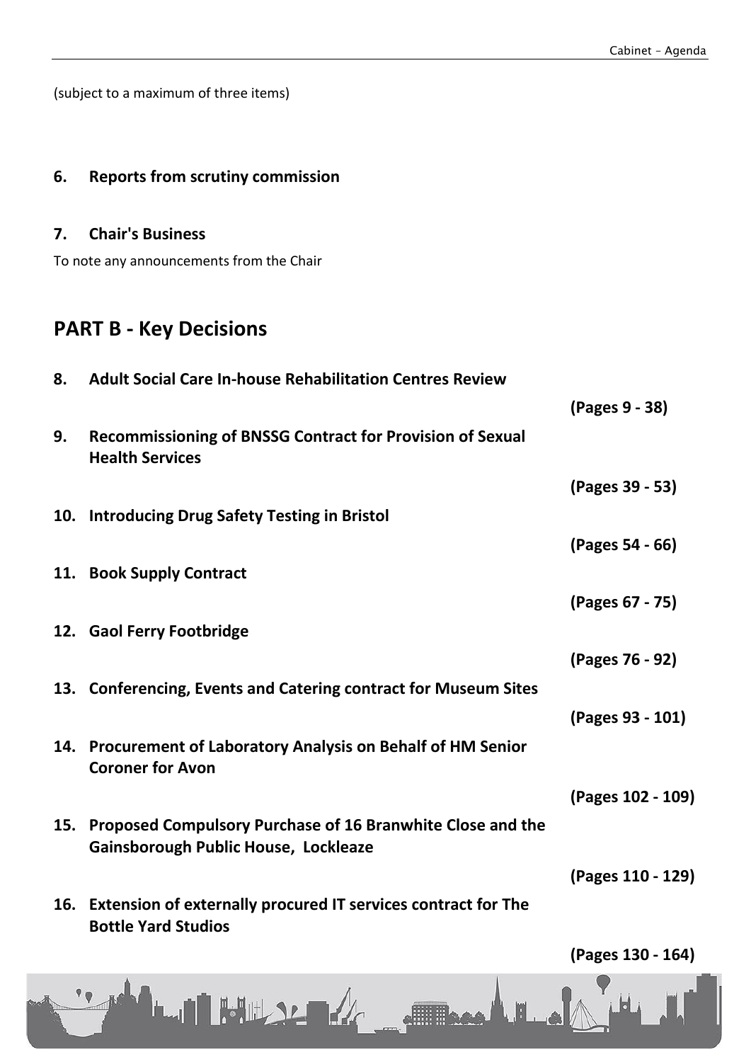(subject to a maximum of three items)

**6. Reports from scrutiny commission**

**7. Chair's Business**

To note any announcements from the Chair

## PART B - Key Decisions

**8. Adult Social Care In-house Rehabilitation Centres Review**

**(Pages 9 - 38)**

**9. Recommissioning of BNSSG Contract for Provision of Sexual Health Services**

**(Pages 39 - 53)**

**10. Introducing Drug Safety Testing in Bristol**

**(Pages 54 - 66)**

**11. Book Supply Contract**

**(Pages 67 - 75)**

**12. Gaol Ferry Footbridge**

**(Pages 76 - 92)**

**13. Conferencing, Events and Catering contract for Museum Sites**

**(Pages 93 - 101)**

**14. Procurement of Laboratory Analysis on Behalf of HM Senior Coroner for Avon**

**(Pages 102 - 109)**

**15. Proposed Compulsory Purchase of 16 Branwhite Close and the Gainsborough Public House, Lockleaze**

**(Pages 110 - 129)**

**16. Extension of externally procured IT services contract for The Bottle Yard Studios**

**(Pages 130 - 164)**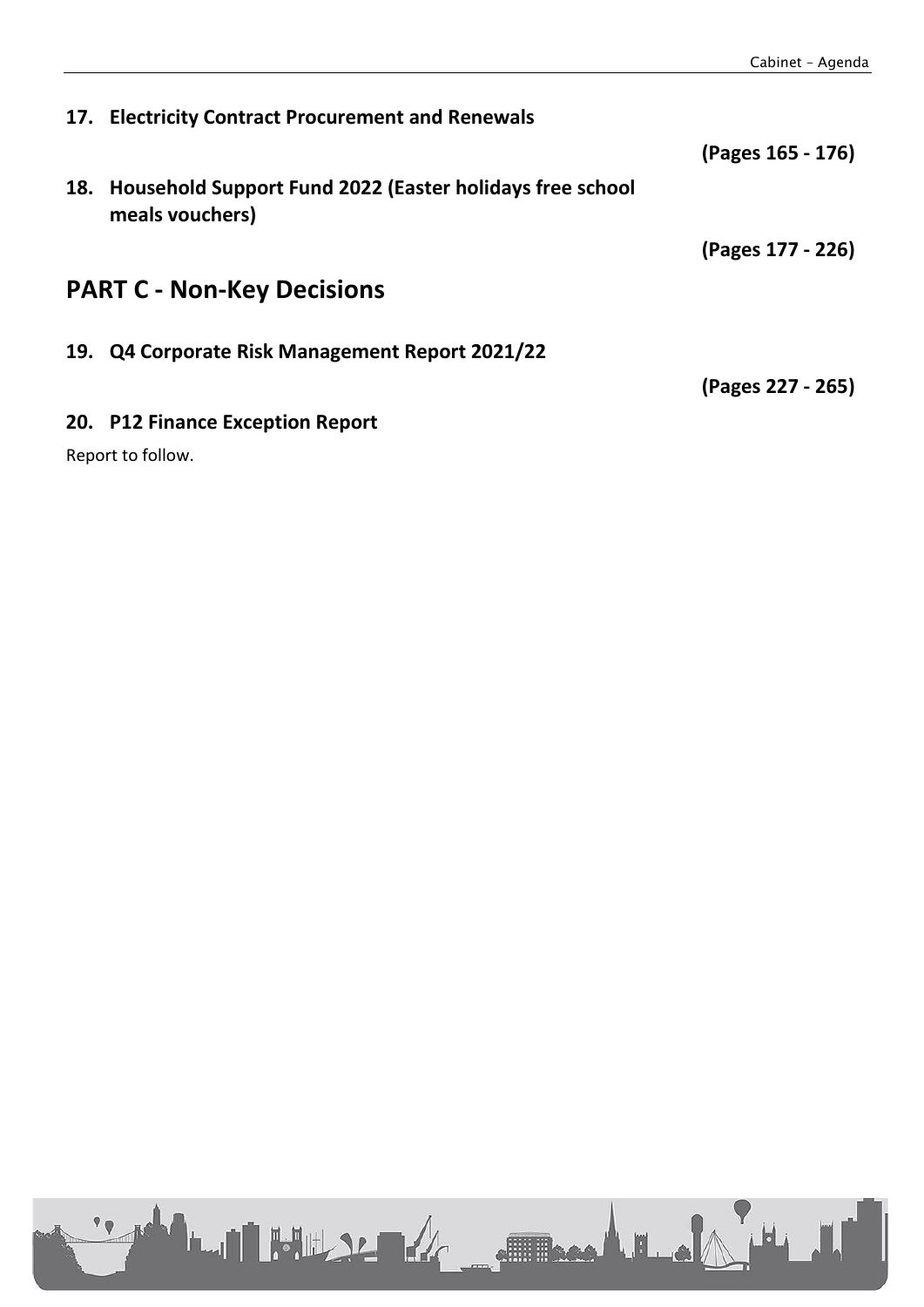**17. Electricity Contract Procurement and Renewals**

**(Pages 165 - 176)**

**18. Household Support Fund 2022 (Easter holidays free school meals vouchers)**

**(Pages 177 - 226)**

## PART C - Non-Key Decisions

**19. Q4 Corporate Risk Management Report 2021/22**

**(Pages 227 - 265)**

**20. P12 Finance Exception Report**

Report to follow.